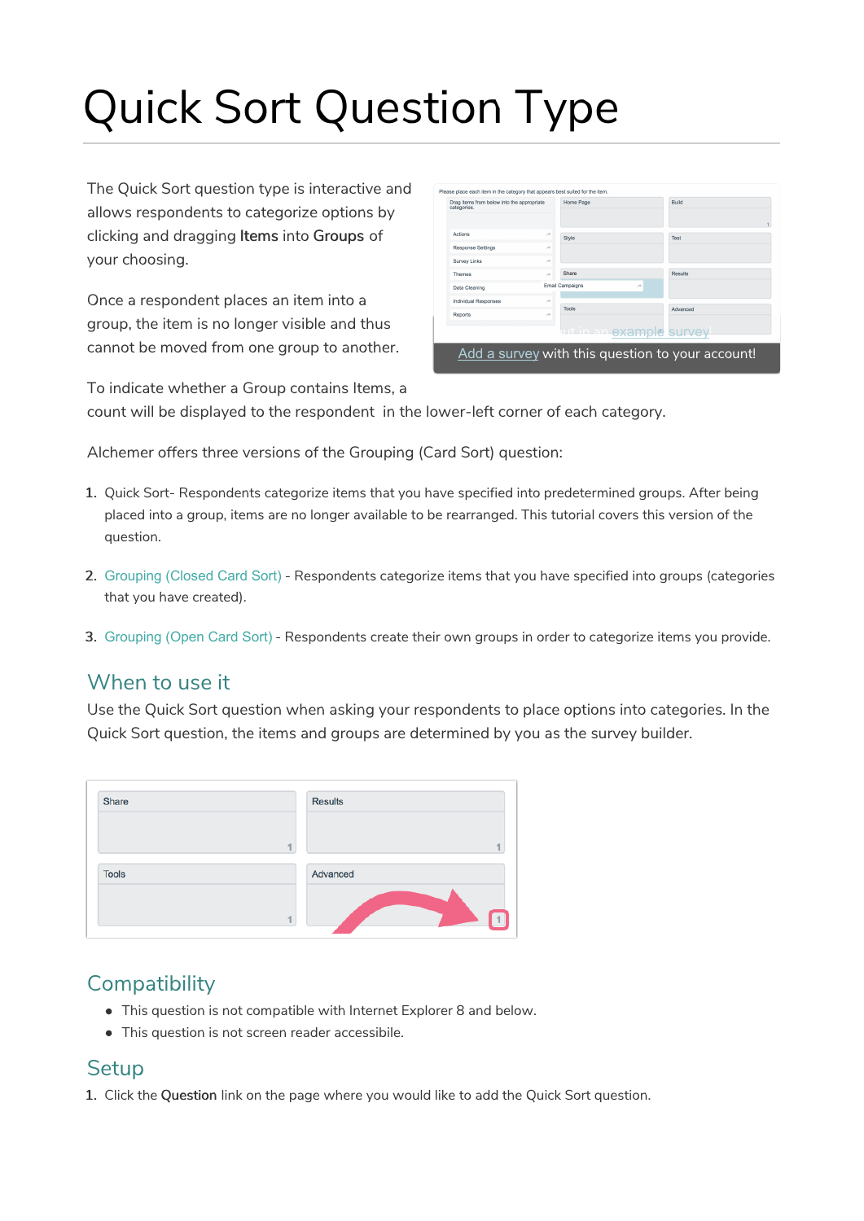# Quick Sort Question Type

The Quick Sort question type is interactive and allows respondents to categorize options by clicking and dragging **Items** into **Groups** of your choosing.

Once a respondent places an item into a group, the item is no longer visible and thus cannot be moved from one group to another.

Add a survey with this question to your account!

To indicate whether a Group contains Items, a count will be displayed to the respondent in the lower-left corner of each category.

Alchemer offers three versions of the Grouping (Card Sort) question:

1. Quick Sort- Respondents categorize items that you have specified into predetermined groups. After being placed into a group, items are no longer available to be rearranged. This tutorial covers this version of the question.
2. Grouping (Closed Card Sort) - Respondents categorize items that you have specified into groups (categories that you have created).
3. Grouping (Open Card Sort) - Respondents create their own groups in order to categorize items you provide.

## When to use it

Use the Quick Sort question when asking your respondents to place options into categories. In the Quick Sort question, the items and groups are determined by you as the survey builder.

## Compatibility

- This question is not compatible with Internet Explorer 8 and below.
- This question is not screen reader accessible.

## Setup

1. Click the **Question** link on the page where you would like to add the Quick Sort question.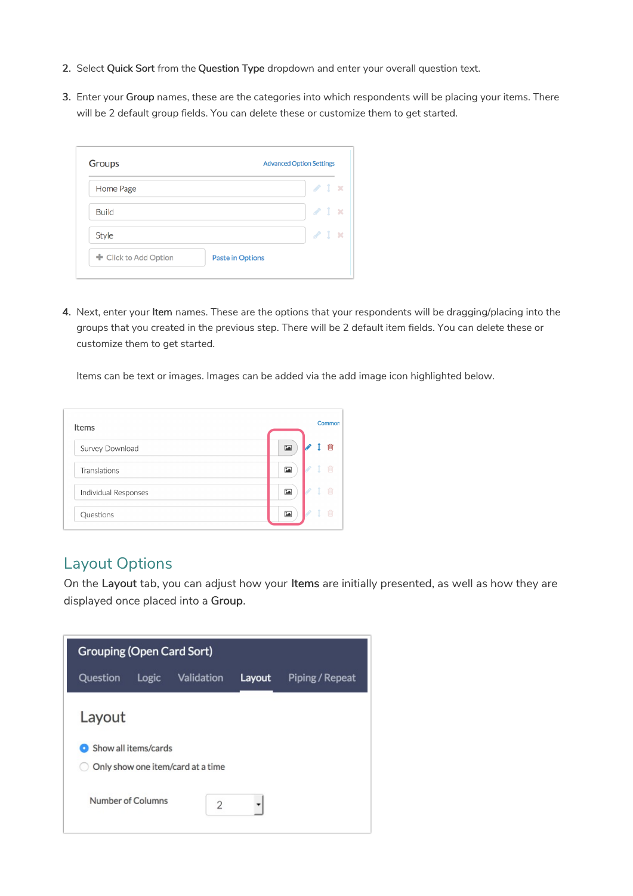2. Select **Quick Sort** from the **Question Type** dropdown and enter your overall question text.

3. Enter your **Group** names, these are the categories into which respondents will be placing your items. There will be 2 default group fields. You can delete these or customize them to get started.

4. Next, enter your **Item** names. These are the options that your respondents will be dragging/placing into the groups that you created in the previous step. There will be 2 default item fields. You can delete these or customize them to get started.

   Items can be text or images. Images can be added via the add image icon highlighted below.

## Layout Options

On the **Layout** tab, you can adjust how your **Items** are initially presented, as well as how they are displayed once placed into a **Group**.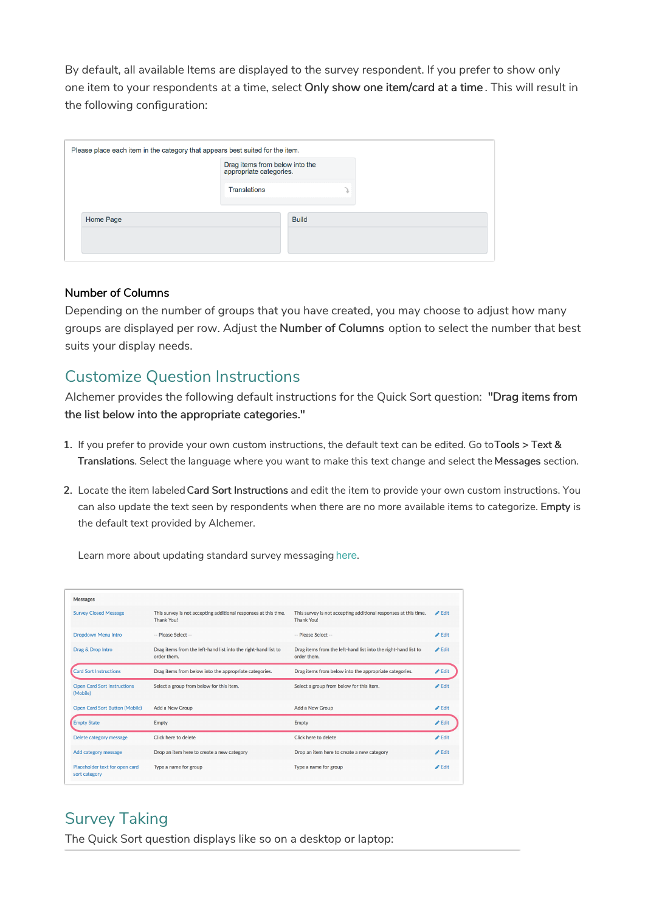By default, all available Items are displayed to the survey respondent. If you prefer to show only one item to your respondents at a time, select **Only show one item/card at a time**. This will result in the following configuration:

Please place each item in the category that appears best suited for the item.

Drag items from below into the appropriate categories.

Translations

Home Page

Build

### Number of Columns

Depending on the number of groups that you have created, you may choose to adjust how many groups are displayed per row. Adjust the **Number of Columns** option to select the number that best suits your display needs.

## Customize Question Instructions

Alchemer provides the following default instructions for the Quick Sort question: **"Drag items from the list below into the appropriate categories."**

1. If you prefer to provide your own custom instructions, the default text can be edited. Go to **Tools > Text & Translations**. Select the language where you want to make this text change and select the **Messages** section.
2. Locate the item labeled **Card Sort Instructions** and edit the item to provide your own custom instructions. You can also update the text seen by respondents when there are no more available items to categorize. **Empty** is the default text provided by Alchemer.

   Learn more about updating standard survey messaging here.

**Messages**

| | | | |
|---|---|---|---|
| Survey Closed Message | This survey is not accepting additional responses at this time. Thank You! | This survey is not accepting additional responses at this time. Thank You! | Edit |
| Dropdown Menu Intro | -- Please Select -- | -- Please Select -- | Edit |
| Drag & Drop Intro | Drag items from the left-hand list into the right-hand list to order them. | Drag items from the left-hand list into the right-hand list to order them. | Edit |
| Card Sort Instructions | Drag items from below into the appropriate categories. | Drag items from below into the appropriate categories. | Edit |
| Open Card Sort Instructions (Mobile) | Select a group from below for this item. | Select a group from below for this item. | Edit |
| Open Card Sort Button (Mobile) | Add a New Group | Add a New Group | Edit |
| Empty State | Empty | Empty | Edit |
| Delete category message | Click here to delete | Click here to delete | Edit |
| Add category message | Drop an item here to create a new category | Drop an item here to create a new category | Edit |
| Placeholder text for open card sort category | Type a name for group | Type a name for group | Edit |

## Survey Taking

The Quick Sort question displays like so on a desktop or laptop: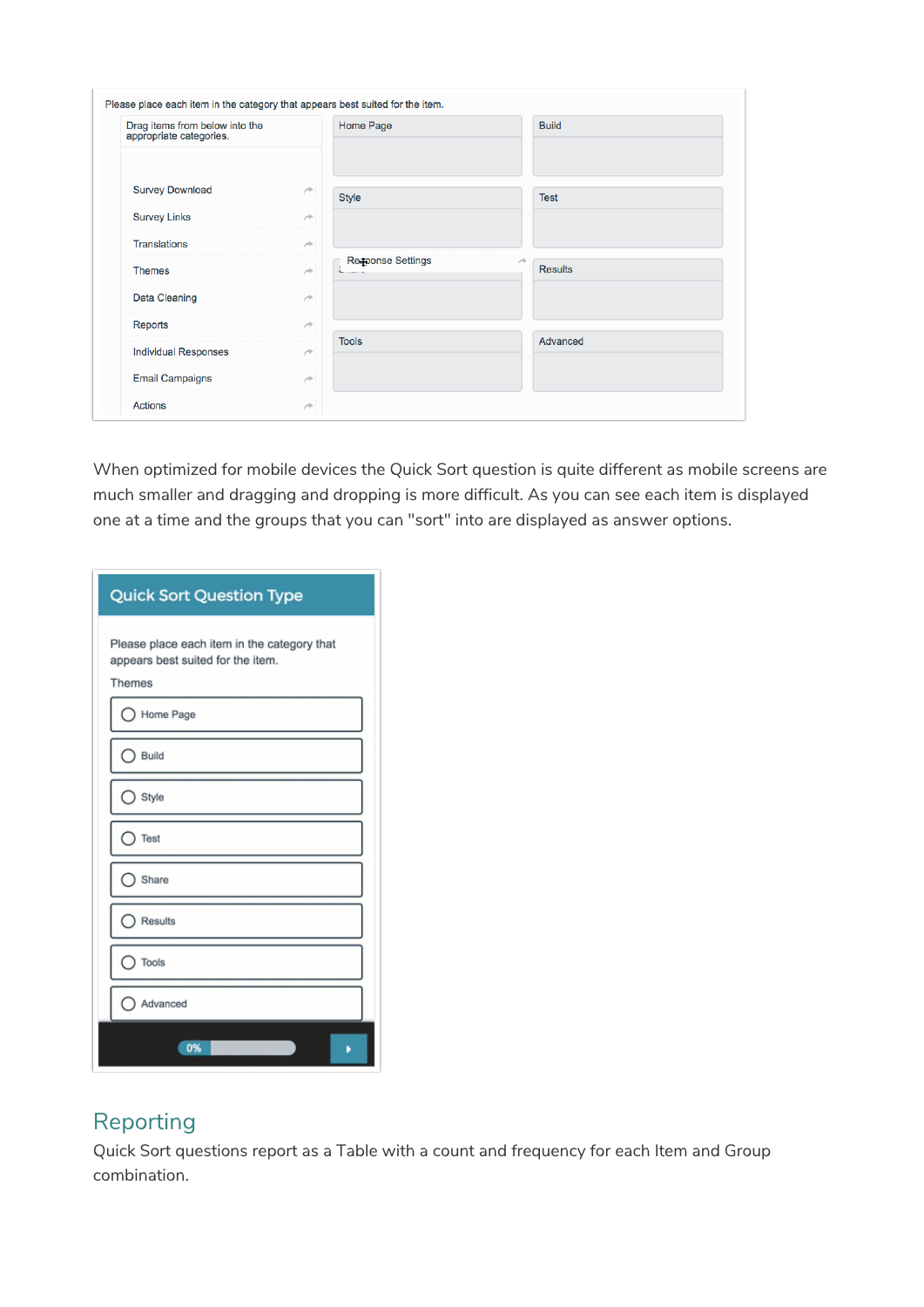When optimized for mobile devices the Quick Sort question is quite different as mobile screens are much smaller and dragging and dropping is more difficult. As you can see each item is displayed one at a time and the groups that you can "sort" into are displayed as answer options.

## Reporting

Quick Sort questions report as a Table with a count and frequency for each Item and Group combination.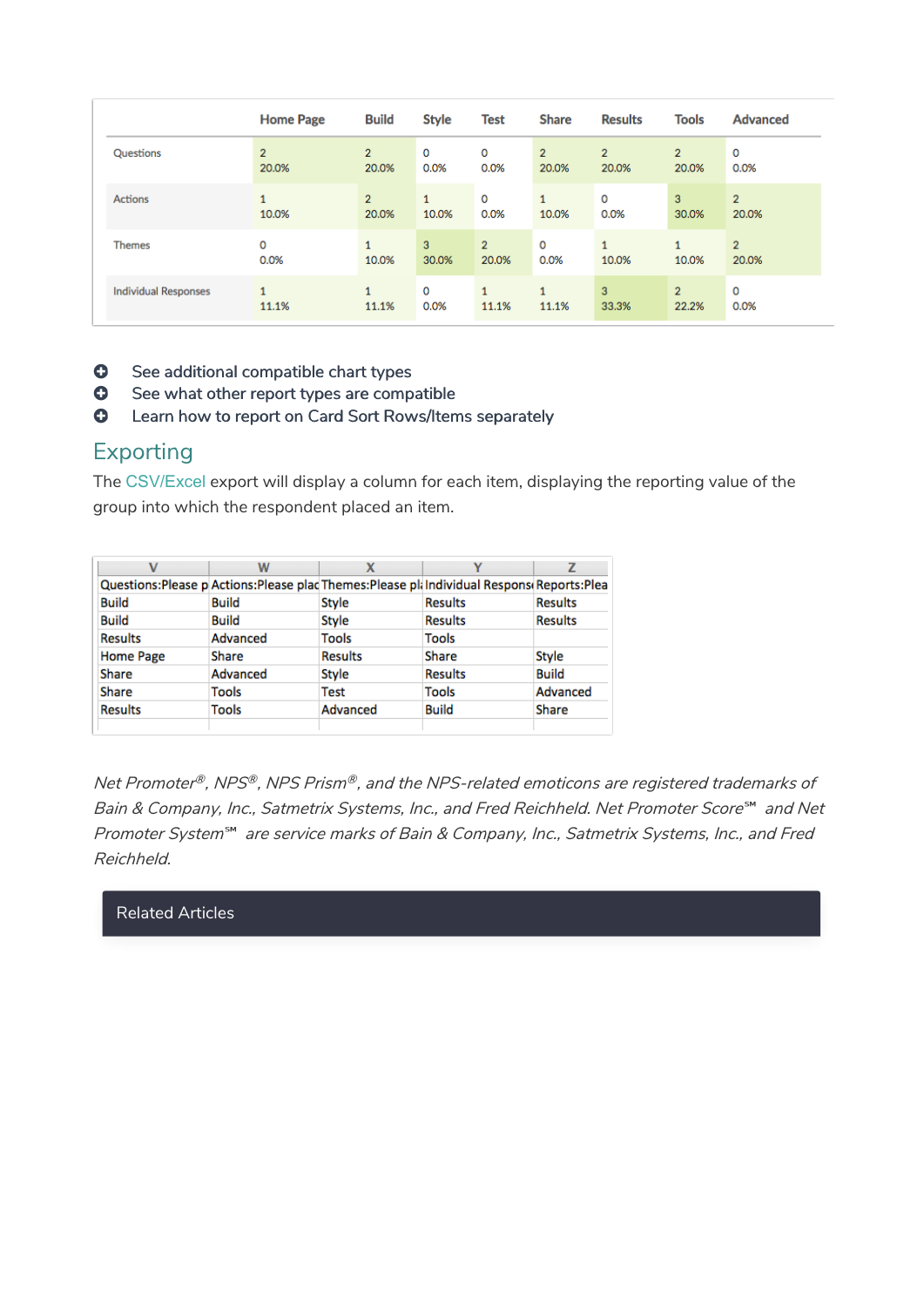| | Home Page | Build | Style | Test | Share | Results | Tools | Advanced |
|---|---|---|---|---|---|---|---|---|
| Questions | 2 20.0% | 2 20.0% | 0 0.0% | 0 0.0% | 2 20.0% | 2 20.0% | 2 20.0% | 0 0.0% |
| Actions | 1 10.0% | 2 20.0% | 1 10.0% | 0 0.0% | 1 10.0% | 0 0.0% | 3 30.0% | 2 20.0% |
| Themes | 0 0.0% | 1 10.0% | 3 30.0% | 2 20.0% | 0 0.0% | 1 10.0% | 1 10.0% | 2 20.0% |
| Individual Responses | 1 11.1% | 1 11.1% | 0 0.0% | 1 11.1% | 1 11.1% | 3 33.3% | 2 22.2% | 0 0.0% |

- See additional compatible chart types
- See what other report types are compatible
- Learn how to report on Card Sort Rows/Items separately

## Exporting

The CSV/Excel export will display a column for each item, displaying the reporting value of the group into which the respondent placed an item.

| V | W | X | Y | Z |
|---|---|---|---|---|
| Questions:Please p | Actions:Please plac | Themes:Please pl | Individual Respons | Reports:Plea |
| Build | Build | Style | Results | Results |
| Build | Build | Style | Results | Results |
| Results | Advanced | Tools | Tools | |
| Home Page | Share | Results | Share | Style |
| Share | Advanced | Style | Results | Build |
| Share | Tools | Test | Tools | Advanced |
| Results | Tools | Advanced | Build | Share |

*Net Promoter®, NPS®, NPS Prism®, and the NPS-related emoticons are registered trademarks of Bain & Company, Inc., Satmetrix Systems, Inc., and Fred Reichheld. Net Promoter Score℠ and Net Promoter System℠ are service marks of Bain & Company, Inc., Satmetrix Systems, Inc., and Fred Reichheld.*

Related Articles